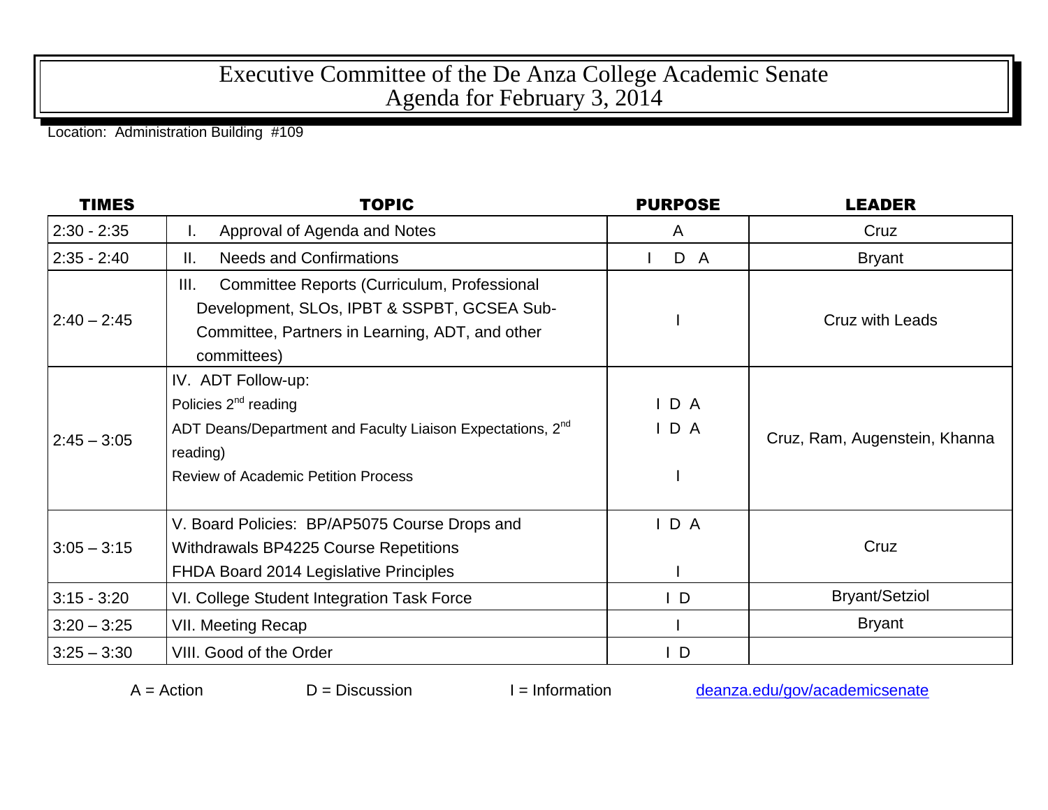# Executive Committee of the De Anza College Academic Senate
## Agenda for February 3, 2014

Location: Administration Building #109

| TIMES | TOPIC | PURPOSE | LEADER |
|---|---|---|---|
| 2:30 - 2:35 | I. Approval of Agenda and Notes | A | Cruz |
| 2:35 - 2:40 | II. Needs and Confirmations | I D A | Bryant |
| 2:40 – 2:45 | III. Committee Reports (Curriculum, Professional Development, SLOs, IPBT & SSPBT, GCSEA Sub-Committee, Partners in Learning, ADT, and other committees) | I | Cruz with Leads |
| 2:45 – 3:05 | IV. ADT Follow-up:<br>Policies 2nd reading<br>ADT Deans/Department and Faculty Liaison Expectations, 2nd reading)<br>Review of Academic Petition Process | <br>I D A<br>I D A<br><br>I | Cruz, Ram, Augenstein, Khanna |
| 3:05 – 3:15 | V. Board Policies: BP/AP5075 Course Drops and Withdrawals BP4225 Course Repetitions<br>FHDA Board 2014 Legislative Principles | I D A<br><br>I | Cruz |
| 3:15 - 3:20 | VI. College Student Integration Task Force | I D | Bryant/Setziol |
| 3:20 – 3:25 | VII. Meeting Recap | I | Bryant |
| 3:25 – 3:30 | VIII. Good of the Order | I D | |

A = Action D = Discussion I = Information deanza.edu/gov/academicsenate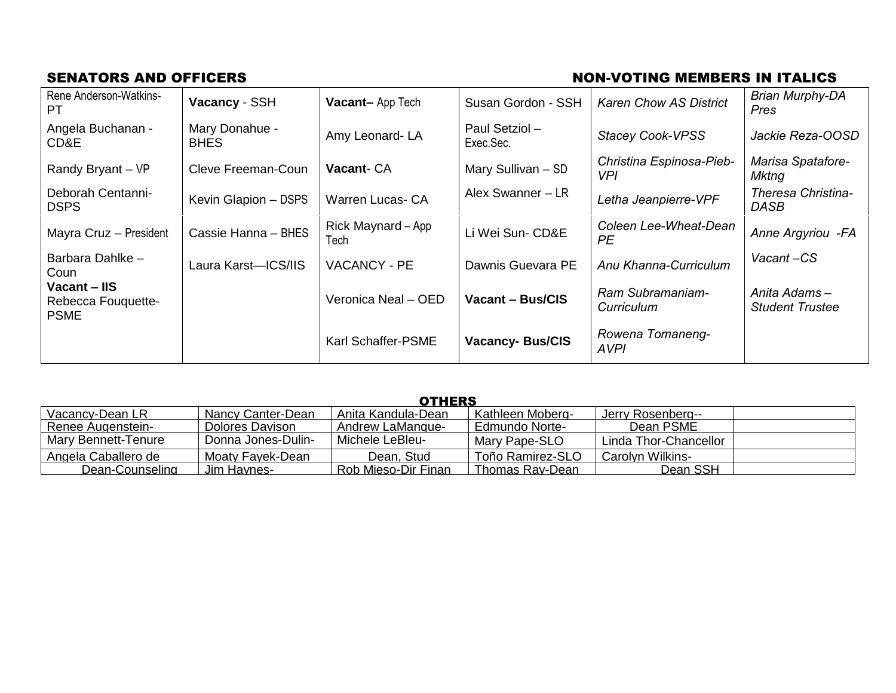**SENATORS AND OFFICERS** **NON-VOTING MEMBERS IN ITALICS**

| | | | | | |
|---|---|---|---|---|---|
| Rene Anderson-Watkins-PT | **Vacancy** - SSH | **Vacant–** App Tech | Susan Gordon - SSH | *Karen Chow AS District* | *Brian Murphy-DA Pres* |
| Angela Buchanan - CD&E | Mary Donahue - BHES | Amy Leonard- LA | Paul Setziol – Exec.Sec. | *Stacey Cook-VPSS* | *Jackie Reza-OOSD* |
| Randy Bryant – VP | Cleve Freeman-Coun | **Vacant**- CA | Mary Sullivan – SD | *Christina Espinosa-Pieb-VPI* | *Marisa Spatafore-Mktng* |
| Deborah Centanni-DSPS | Kevin Glapion – DSPS | Warren Lucas- CA | Alex Swanner – LR | *Letha Jeanpierre-VPF* | *Theresa Christina-DASB* |
| Mayra Cruz – President | Cassie Hanna – BHES | Rick Maynard – App Tech | Li Wei Sun- CD&E | *Coleen Lee-Wheat-Dean PE* | *Anne Argyriou -FA* |
| Barbara Dahlke – Coun<br>**Vacant – IIS**<br>Rebecca Fouquette-PSME | Laura Karst—ICS/IIS | VACANCY - PE | Dawnis Guevara PE | *Anu Khanna-Curriculum* | *Vacant –CS* |
| | | Veronica Neal – OED | **Vacant – Bus/CIS** | *Ram Subramaniam-Curriculum* | *Anita Adams – Student Trustee* |
| | | Karl Schaffer-PSME | **Vacancy- Bus/CIS** | *Rowena Tomaneng-AVPI* | |

**OTHERS**

| | | | | | |
|---|---|---|---|---|---|
| Vacancy-Dean LR | Nancy Canter-Dean | Anita Kandula-Dean | Kathleen Moberg- | Jerry Rosenberg-- | |
| Renee Augenstein- | Dolores Davison | Andrew LaManque- | Edmundo Norte- | Dean PSME | |
| Mary Bennett-Tenure | Donna Jones-Dulin- | Michele LeBleu- | Mary Pape-SLO | Linda Thor-Chancellor | |
| Angela Caballero de | Moaty Fayek-Dean | Dean, Stud | Toño Ramirez-SLO | Carolyn Wilkins- | |
| Dean-Counseling | Jim Haynes- | Rob Mieso-Dir Finan | Thomas Ray-Dean | Dean SSH | |